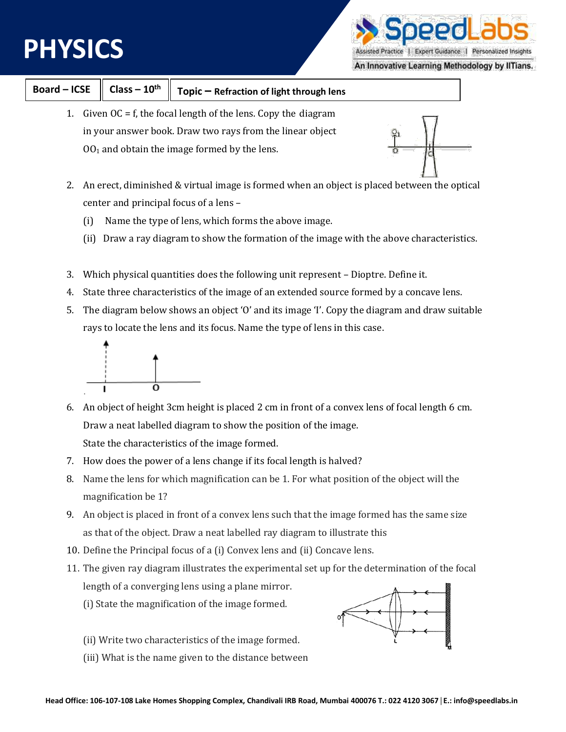# PHYSICS

| Board – ICSE | Class – 10th | Topic – Refraction of light through lens |
|---|---|---|

1. Given OC = f, the focal length of the lens. Copy the diagram in your answer book. Draw two rays from the linear object $OO_1$ and obtain the image formed by the lens.

2. An erect, diminished & virtual image is formed when an object is placed between the optical center and principal focus of a lens –
   (i) Name the type of lens, which forms the above image.
   (ii) Draw a ray diagram to show the formation of the image with the above characteristics.

3. Which physical quantities does the following unit represent – Dioptre. Define it.

4. State three characteristics of the image of an extended source formed by a concave lens.

5. The diagram below shows an object 'O' and its image 'I'. Copy the diagram and draw suitable rays to locate the lens and its focus. Name the type of lens in this case.

6. An object of height 3cm height is placed 2 cm in front of a convex lens of focal length 6 cm. Draw a neat labelled diagram to show the position of the image.
   State the characteristics of the image formed.

7. How does the power of a lens change if its focal length is halved?

8. Name the lens for which magnification can be 1. For what position of the object will the magnification be 1?

9. An object is placed in front of a convex lens such that the image formed has the same size as that of the object. Draw a neat labelled ray diagram to illustrate this

10. Define the Principal focus of a (i) Convex lens and (ii) Concave lens.

11. The given ray diagram illustrates the experimental set up for the determination of the focal length of a converging lens using a plane mirror.
    (i) State the magnification of the image formed.
    (ii) Write two characteristics of the image formed.
    (iii) What is the name given to the distance between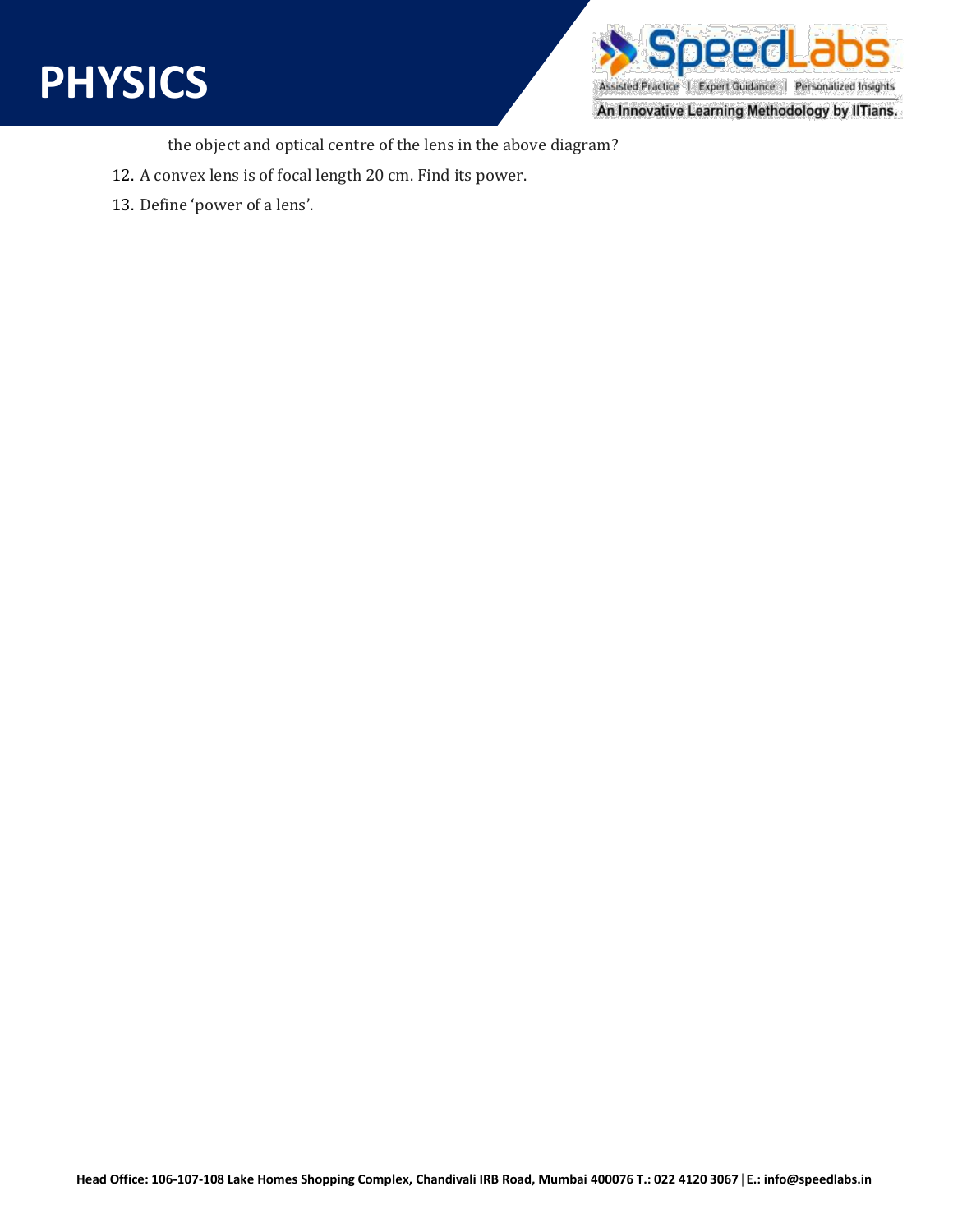the object and optical centre of the lens in the above diagram?

12. A convex lens is of focal length 20 cm. Find its power.
13. Define 'power of a lens'.